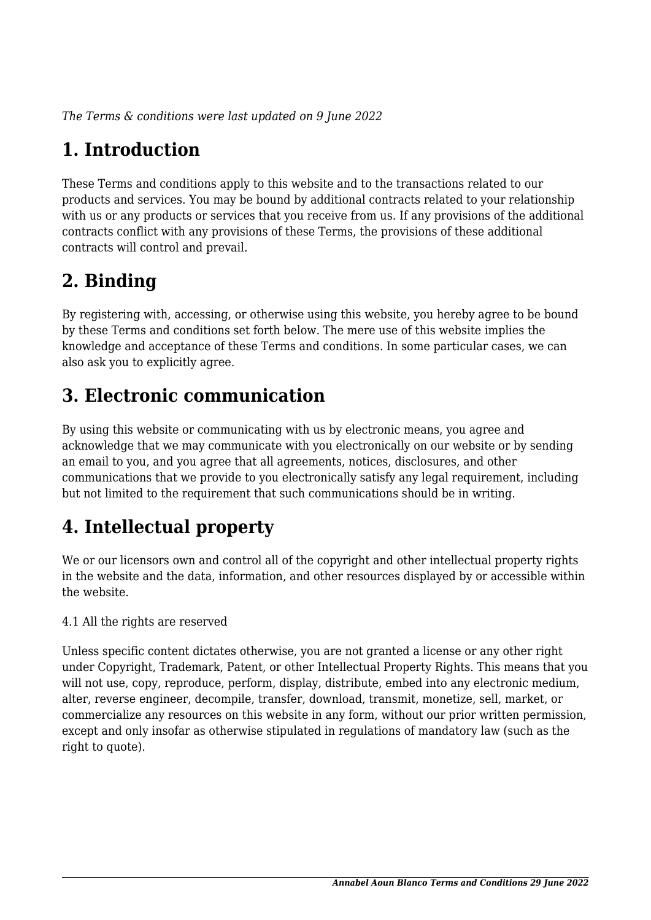*The Terms & conditions were last updated on 9 June 2022*

# 1. Introduction

These Terms and conditions apply to this website and to the transactions related to our products and services. You may be bound by additional contracts related to your relationship with us or any products or services that you receive from us. If any provisions of the additional contracts conflict with any provisions of these Terms, the provisions of these additional contracts will control and prevail.

# 2. Binding

By registering with, accessing, or otherwise using this website, you hereby agree to be bound by these Terms and conditions set forth below. The mere use of this website implies the knowledge and acceptance of these Terms and conditions. In some particular cases, we can also ask you to explicitly agree.

# 3. Electronic communication

By using this website or communicating with us by electronic means, you agree and acknowledge that we may communicate with you electronically on our website or by sending an email to you, and you agree that all agreements, notices, disclosures, and other communications that we provide to you electronically satisfy any legal requirement, including but not limited to the requirement that such communications should be in writing.

# 4. Intellectual property

We or our licensors own and control all of the copyright and other intellectual property rights in the website and the data, information, and other resources displayed by or accessible within the website.

4.1 All the rights are reserved

Unless specific content dictates otherwise, you are not granted a license or any other right under Copyright, Trademark, Patent, or other Intellectual Property Rights. This means that you will not use, copy, reproduce, perform, display, distribute, embed into any electronic medium, alter, reverse engineer, decompile, transfer, download, transmit, monetize, sell, market, or commercialize any resources on this website in any form, without our prior written permission, except and only insofar as otherwise stipulated in regulations of mandatory law (such as the right to quote).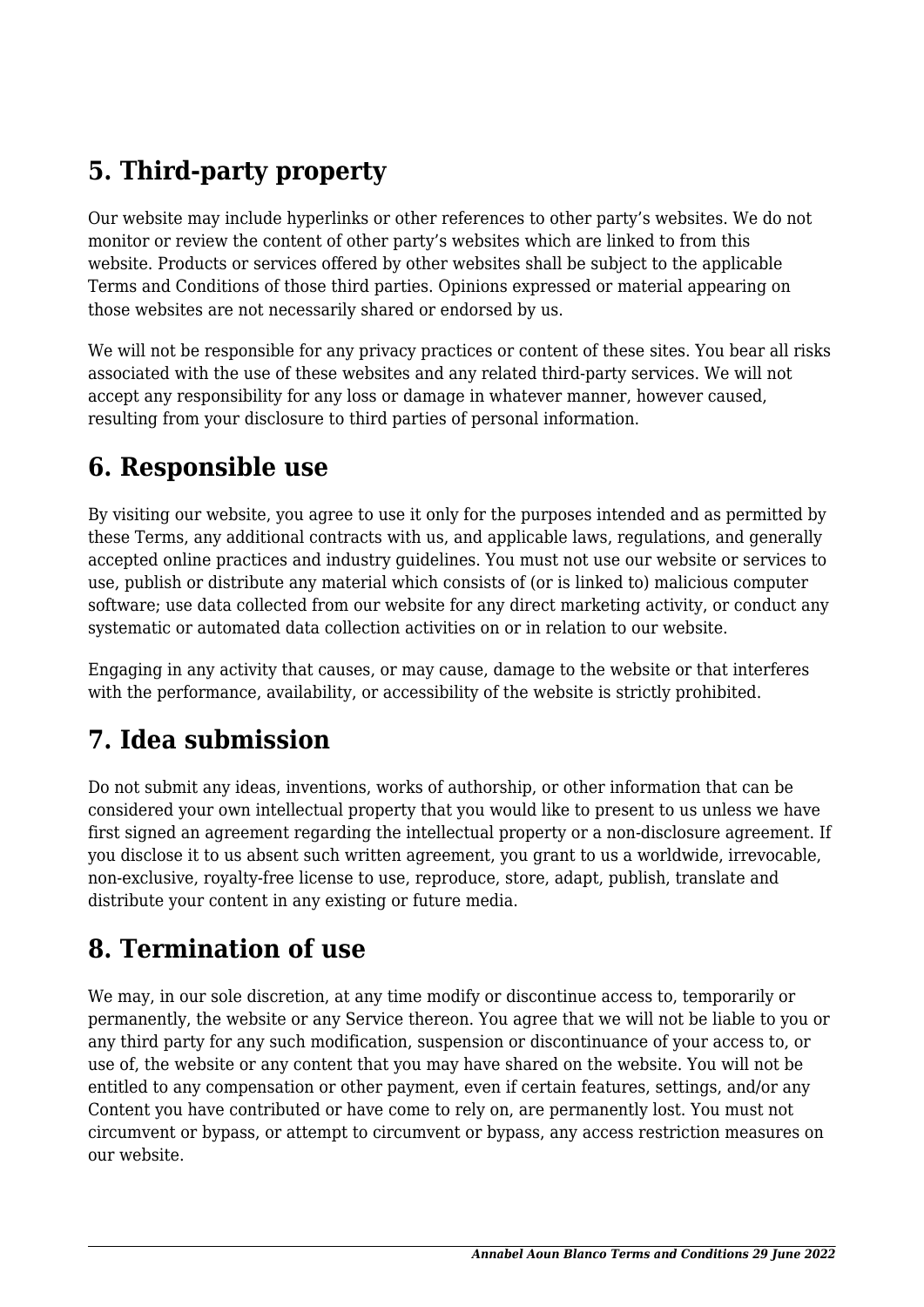## 5. Third-party property

Our website may include hyperlinks or other references to other party's websites. We do not monitor or review the content of other party's websites which are linked to from this website. Products or services offered by other websites shall be subject to the applicable Terms and Conditions of those third parties. Opinions expressed or material appearing on those websites are not necessarily shared or endorsed by us.

We will not be responsible for any privacy practices or content of these sites. You bear all risks associated with the use of these websites and any related third-party services. We will not accept any responsibility for any loss or damage in whatever manner, however caused, resulting from your disclosure to third parties of personal information.

## 6. Responsible use

By visiting our website, you agree to use it only for the purposes intended and as permitted by these Terms, any additional contracts with us, and applicable laws, regulations, and generally accepted online practices and industry guidelines. You must not use our website or services to use, publish or distribute any material which consists of (or is linked to) malicious computer software; use data collected from our website for any direct marketing activity, or conduct any systematic or automated data collection activities on or in relation to our website.

Engaging in any activity that causes, or may cause, damage to the website or that interferes with the performance, availability, or accessibility of the website is strictly prohibited.

## 7. Idea submission

Do not submit any ideas, inventions, works of authorship, or other information that can be considered your own intellectual property that you would like to present to us unless we have first signed an agreement regarding the intellectual property or a non-disclosure agreement. If you disclose it to us absent such written agreement, you grant to us a worldwide, irrevocable, non-exclusive, royalty-free license to use, reproduce, store, adapt, publish, translate and distribute your content in any existing or future media.

## 8. Termination of use

We may, in our sole discretion, at any time modify or discontinue access to, temporarily or permanently, the website or any Service thereon. You agree that we will not be liable to you or any third party for any such modification, suspension or discontinuance of your access to, or use of, the website or any content that you may have shared on the website. You will not be entitled to any compensation or other payment, even if certain features, settings, and/or any Content you have contributed or have come to rely on, are permanently lost. You must not circumvent or bypass, or attempt to circumvent or bypass, any access restriction measures on our website.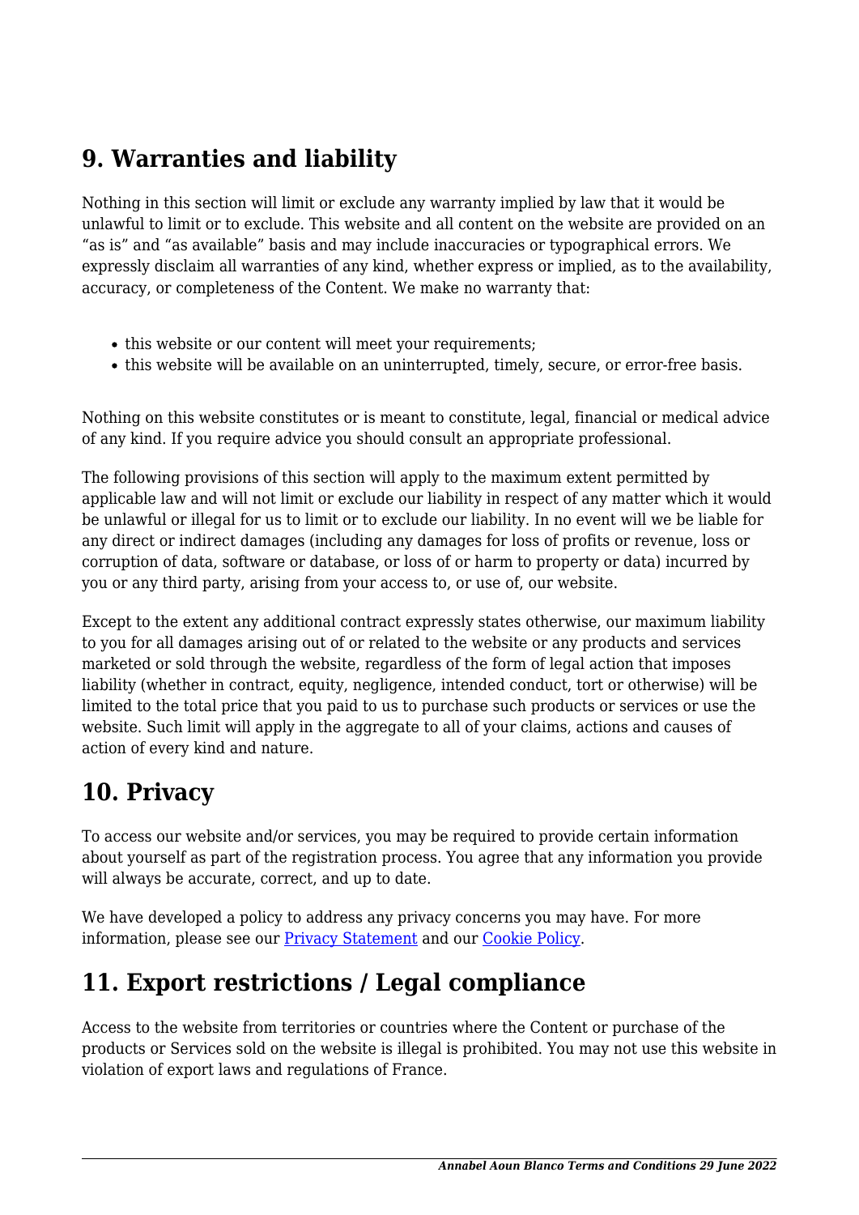## 9. Warranties and liability

Nothing in this section will limit or exclude any warranty implied by law that it would be unlawful to limit or to exclude. This website and all content on the website are provided on an "as is" and "as available" basis and may include inaccuracies or typographical errors. We expressly disclaim all warranties of any kind, whether express or implied, as to the availability, accuracy, or completeness of the Content. We make no warranty that:

- this website or our content will meet your requirements;
- this website will be available on an uninterrupted, timely, secure, or error-free basis.

Nothing on this website constitutes or is meant to constitute, legal, financial or medical advice of any kind. If you require advice you should consult an appropriate professional.

The following provisions of this section will apply to the maximum extent permitted by applicable law and will not limit or exclude our liability in respect of any matter which it would be unlawful or illegal for us to limit or to exclude our liability. In no event will we be liable for any direct or indirect damages (including any damages for loss of profits or revenue, loss or corruption of data, software or database, or loss of or harm to property or data) incurred by you or any third party, arising from your access to, or use of, our website.

Except to the extent any additional contract expressly states otherwise, our maximum liability to you for all damages arising out of or related to the website or any products and services marketed or sold through the website, regardless of the form of legal action that imposes liability (whether in contract, equity, negligence, intended conduct, tort or otherwise) will be limited to the total price that you paid to us to purchase such products or services or use the website. Such limit will apply in the aggregate to all of your claims, actions and causes of action of every kind and nature.

## 10. Privacy

To access our website and/or services, you may be required to provide certain information about yourself as part of the registration process. You agree that any information you provide will always be accurate, correct, and up to date.

We have developed a policy to address any privacy concerns you may have. For more information, please see our [Privacy Statement] and our [Cookie Policy].

## 11. Export restrictions / Legal compliance

Access to the website from territories or countries where the Content or purchase of the products or Services sold on the website is illegal is prohibited. You may not use this website in violation of export laws and regulations of France.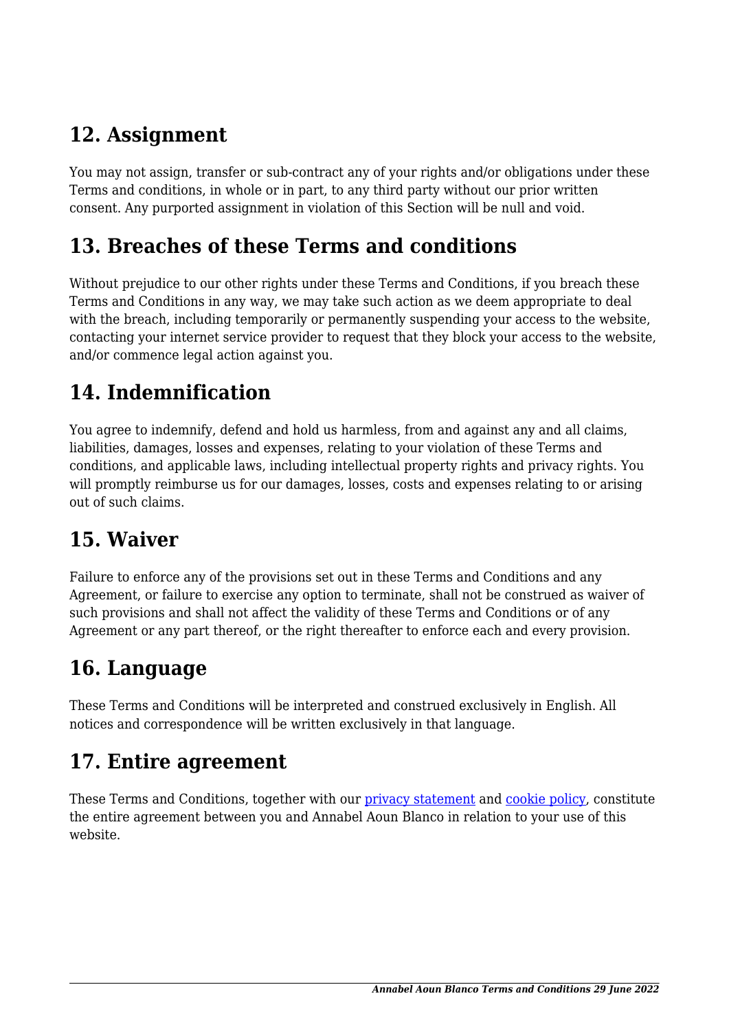## 12. Assignment

You may not assign, transfer or sub-contract any of your rights and/or obligations under these Terms and conditions, in whole or in part, to any third party without our prior written consent. Any purported assignment in violation of this Section will be null and void.

## 13. Breaches of these Terms and conditions

Without prejudice to our other rights under these Terms and Conditions, if you breach these Terms and Conditions in any way, we may take such action as we deem appropriate to deal with the breach, including temporarily or permanently suspending your access to the website, contacting your internet service provider to request that they block your access to the website, and/or commence legal action against you.

## 14. Indemnification

You agree to indemnify, defend and hold us harmless, from and against any and all claims, liabilities, damages, losses and expenses, relating to your violation of these Terms and conditions, and applicable laws, including intellectual property rights and privacy rights. You will promptly reimburse us for our damages, losses, costs and expenses relating to or arising out of such claims.

## 15. Waiver

Failure to enforce any of the provisions set out in these Terms and Conditions and any Agreement, or failure to exercise any option to terminate, shall not be construed as waiver of such provisions and shall not affect the validity of these Terms and Conditions or of any Agreement or any part thereof, or the right thereafter to enforce each and every provision.

## 16. Language

These Terms and Conditions will be interpreted and construed exclusively in English. All notices and correspondence will be written exclusively in that language.

## 17. Entire agreement

These Terms and Conditions, together with our privacy statement and cookie policy, constitute the entire agreement between you and Annabel Aoun Blanco in relation to your use of this website.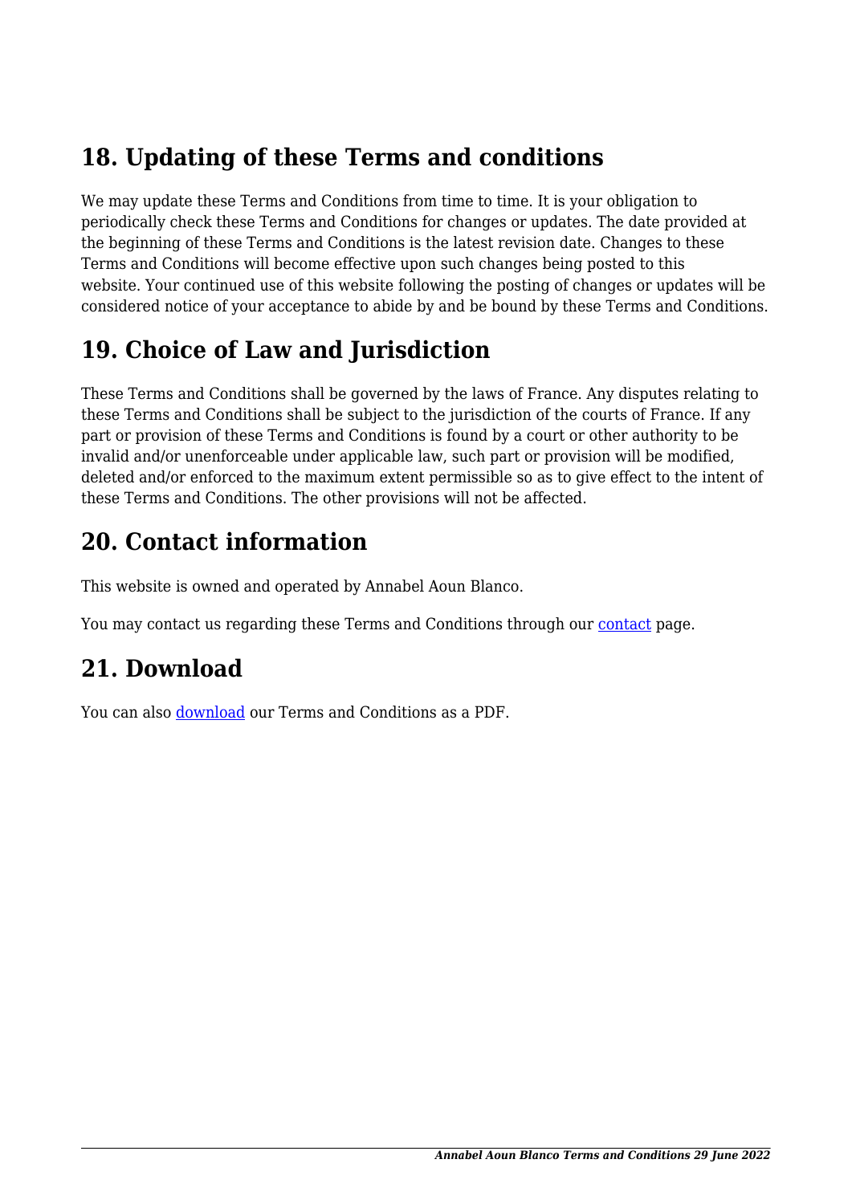## 18. Updating of these Terms and conditions

We may update these Terms and Conditions from time to time. It is your obligation to periodically check these Terms and Conditions for changes or updates. The date provided at the beginning of these Terms and Conditions is the latest revision date. Changes to these Terms and Conditions will become effective upon such changes being posted to this website. Your continued use of this website following the posting of changes or updates will be considered notice of your acceptance to abide by and be bound by these Terms and Conditions.

## 19. Choice of Law and Jurisdiction

These Terms and Conditions shall be governed by the laws of France. Any disputes relating to these Terms and Conditions shall be subject to the jurisdiction of the courts of France. If any part or provision of these Terms and Conditions is found by a court or other authority to be invalid and/or unenforceable under applicable law, such part or provision will be modified, deleted and/or enforced to the maximum extent permissible so as to give effect to the intent of these Terms and Conditions. The other provisions will not be affected.

## 20. Contact information

This website is owned and operated by Annabel Aoun Blanco.

You may contact us regarding these Terms and Conditions through our contact page.

## 21. Download

You can also download our Terms and Conditions as a PDF.